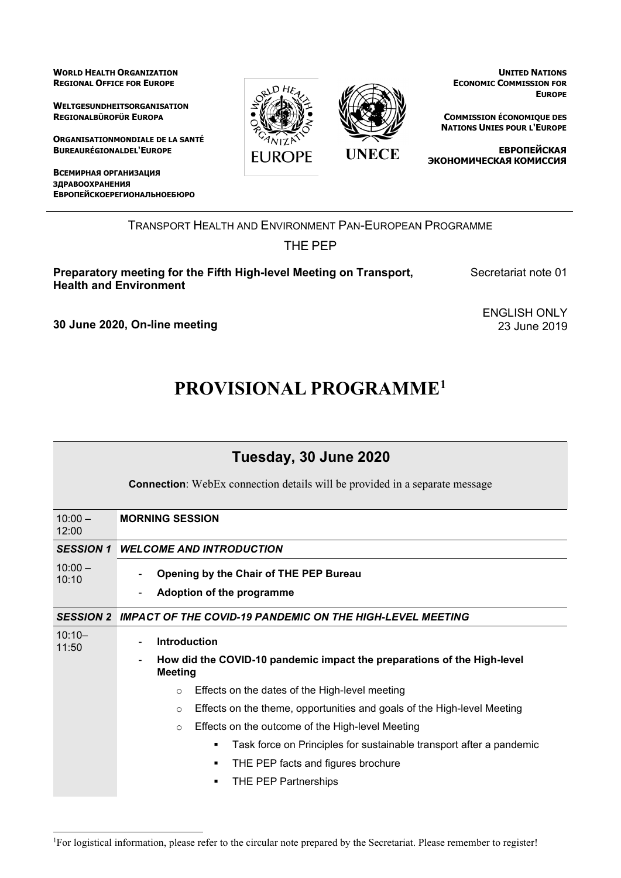**WORLD HEALTH ORGANIZATION**
**REGIONAL OFFICE FOR EUROPE**

**WELTGESUNDHEITSORGANISATION**
**REGIONALBÜROFÜR EUROPA**

**ORGANISATIONMONDIALE DE LA SANTÉ**
**BUREAURÉGIONALDEL'EUROPE**

**ВСЕМИРНАЯ ОРГАНИЗАЦИЯ ЗДРАВООХРАНЕНИЯ**
**ЕВРОПЕЙСКОЕРЕГИОНАЛЬНОЕБЮРО**

EUROPE

UNECE

**UNITED NATIONS**
**ECONOMIC COMMISSION FOR EUROPE**

**COMMISSION ÉCONOMIQUE DES NATIONS UNIES POUR L'EUROPE**

**ЕВРОПЕЙСКАЯ ЭКОНОМИЧЕСКАЯ КОМИССИЯ**

TRANSPORT HEALTH AND ENVIRONMENT PAN-EUROPEAN PROGRAMME

THE PEP

**Preparatory meeting for the Fifth High-level Meeting on Transport, Health and Environment**

Secretariat note 01

**30 June 2020, On-line meeting**

ENGLISH ONLY
23 June 2019

# PROVISIONAL PROGRAMME[1]

## Tuesday, 30 June 2020

**Connection**: WebEx connection details will be provided in a separate message

| 10:00 – 12:00 | **MORNING SESSION** |
|---|---|
| ***SESSION 1*** | ***WELCOME AND INTRODUCTION*** |
| 10:00 – 10:10 | - **Opening by the Chair of THE PEP Bureau**<br>- **Adoption of the programme** |
| ***SESSION 2*** | ***IMPACT OF THE COVID-19 PANDEMIC ON THE HIGH-LEVEL MEETING*** |
| 10:10– 11:50 | - **Introduction**<br>- **How did the COVID-10 pandemic impact the preparations of the High-level Meeting**<br>  o Effects on the dates of the High-level meeting<br>  o Effects on the theme, opportunities and goals of the High-level Meeting<br>  o Effects on the outcome of the High-level Meeting<br>    ▪ Task force on Principles for sustainable transport after a pandemic<br>    ▪ THE PEP facts and figures brochure<br>    ▪ THE PEP Partnerships |

[1]For logistical information, please refer to the circular note prepared by the Secretariat. Please remember to register!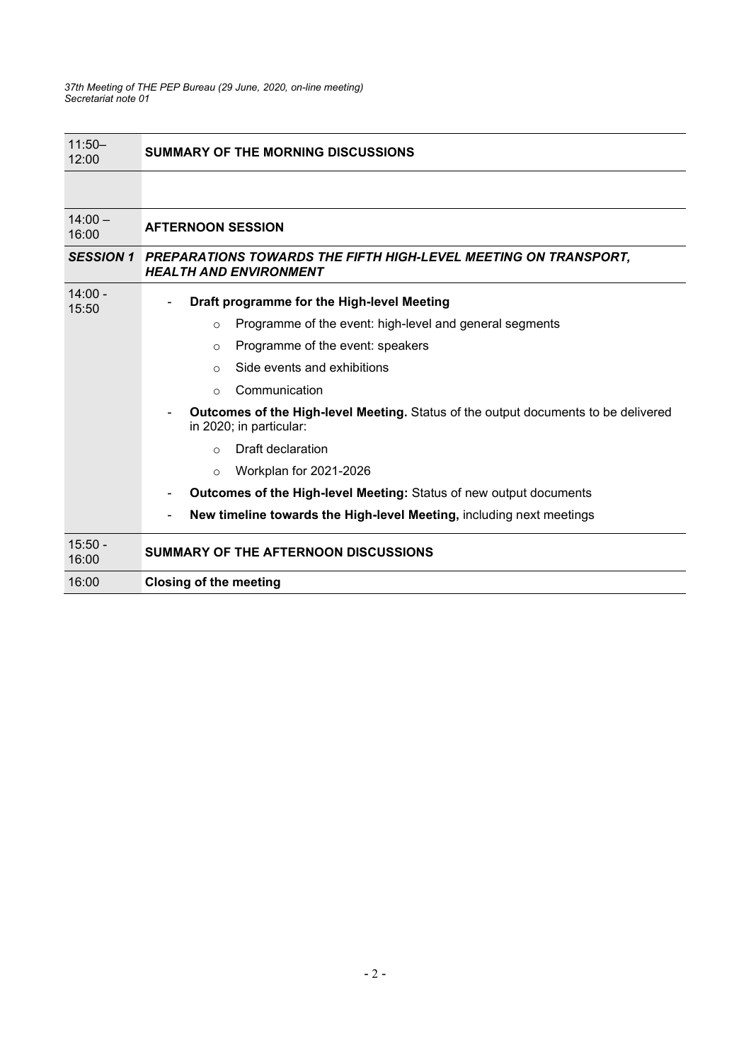| | |
|---|---|
| 11:50–12:00 | **SUMMARY OF THE MORNING DISCUSSIONS** |
| | |
| 14:00 – 16:00 | **AFTERNOON SESSION** |
| ***SESSION 1*** | ***PREPARATIONS TOWARDS THE FIFTH HIGH-LEVEL MEETING ON TRANSPORT, HEALTH AND ENVIRONMENT*** |
| 14:00 - 15:50 | - **Draft programme for the High-level Meeting**<br>  ○ Programme of the event: high-level and general segments<br>  ○ Programme of the event: speakers<br>  ○ Side events and exhibitions<br>  ○ Communication<br>- **Outcomes of the High-level Meeting.** Status of the output documents to be delivered in 2020; in particular:<br>  ○ Draft declaration<br>  ○ Workplan for 2021-2026<br>- **Outcomes of the High-level Meeting:** Status of new output documents<br>- **New timeline towards the High-level Meeting,** including next meetings |
| 15:50 - 16:00 | **SUMMARY OF THE AFTERNOON DISCUSSIONS** |
| 16:00 | **Closing of the meeting** |